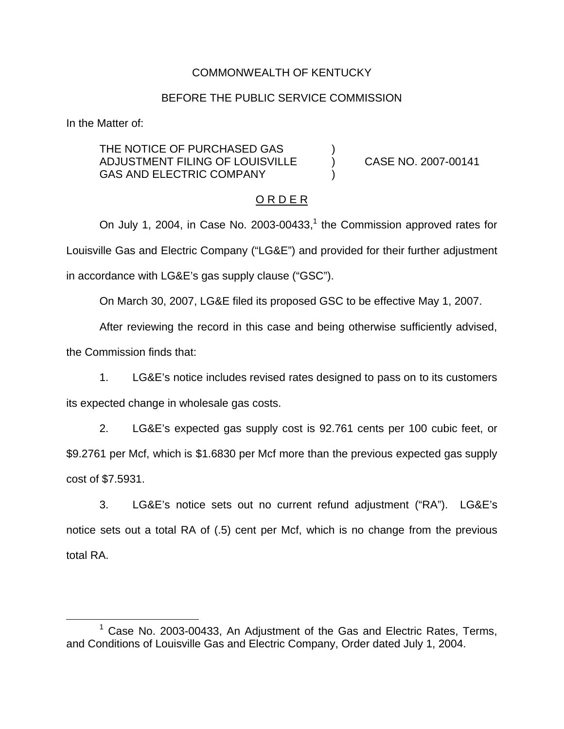COMMONWEALTH OF KENTUCKY

BEFORE THE PUBLIC SERVICE COMMISSION

In the Matter of:

| | | |
|---|---|---|
| THE NOTICE OF PURCHASED GAS ADJUSTMENT FILING OF LOUISVILLE GAS AND ELECTRIC COMPANY | ) ) ) | CASE NO. 2007-00141 |

O R D E R

On July 1, 2004, in Case No. 2003-00433,[1] the Commission approved rates for Louisville Gas and Electric Company ("LG&E") and provided for their further adjustment in accordance with LG&E's gas supply clause ("GSC").

On March 30, 2007, LG&E filed its proposed GSC to be effective May 1, 2007.

After reviewing the record in this case and being otherwise sufficiently advised, the Commission finds that:

1. LG&E's notice includes revised rates designed to pass on to its customers its expected change in wholesale gas costs.

2. LG&E's expected gas supply cost is 92.761 cents per 100 cubic feet, or $9.2761 per Mcf, which is $1.6830 per Mcf more than the previous expected gas supply cost of $7.5931.

3. LG&E's notice sets out no current refund adjustment ("RA"). LG&E's notice sets out a total RA of (.5) cent per Mcf, which is no change from the previous total RA.

---

[1] Case No. 2003-00433, An Adjustment of the Gas and Electric Rates, Terms, and Conditions of Louisville Gas and Electric Company, Order dated July 1, 2004.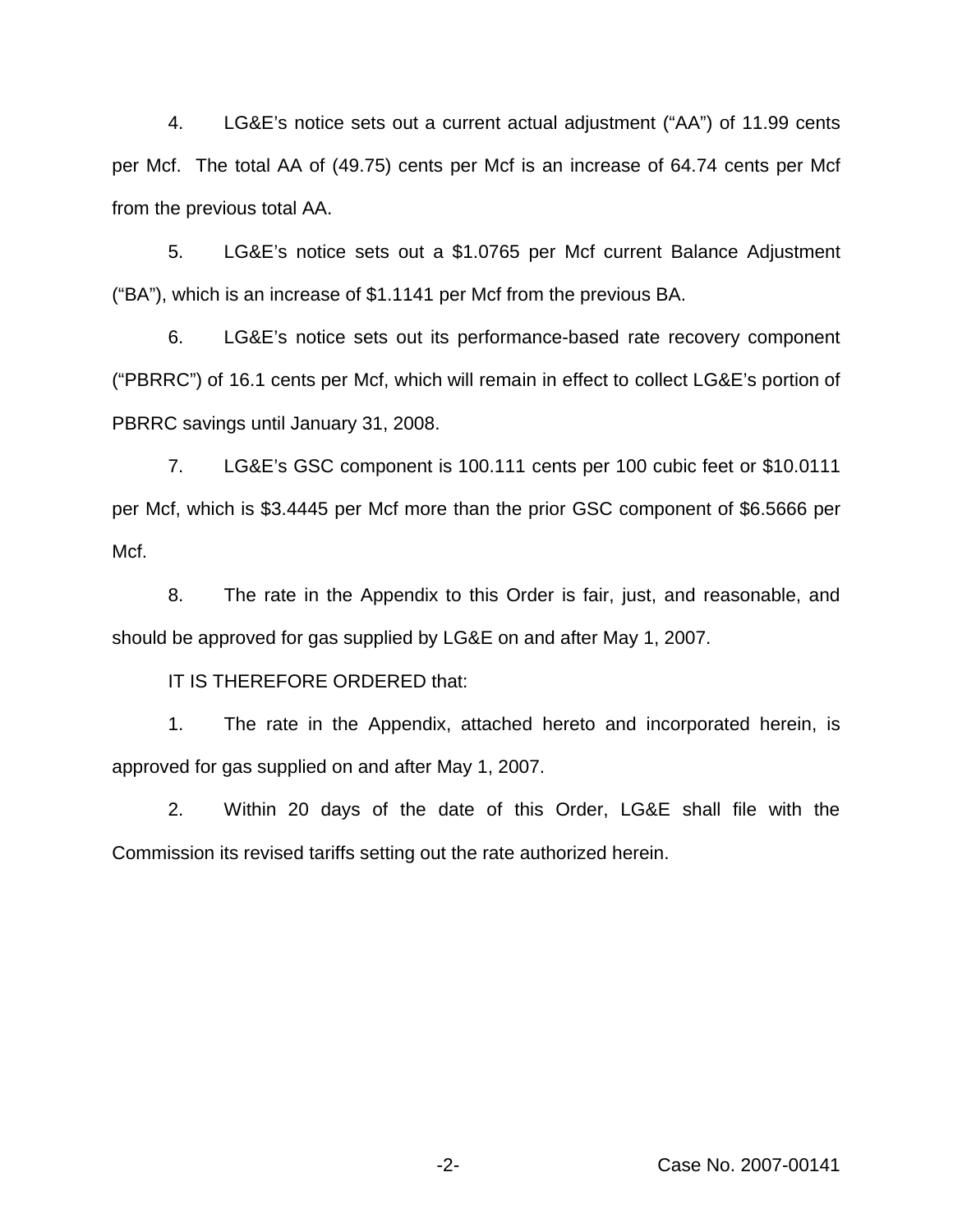4. LG&E's notice sets out a current actual adjustment ("AA") of 11.99 cents per Mcf. The total AA of (49.75) cents per Mcf is an increase of 64.74 cents per Mcf from the previous total AA.

5. LG&E's notice sets out a $1.0765 per Mcf current Balance Adjustment ("BA"), which is an increase of $1.1141 per Mcf from the previous BA.

6. LG&E's notice sets out its performance-based rate recovery component ("PBRRC") of 16.1 cents per Mcf, which will remain in effect to collect LG&E's portion of PBRRC savings until January 31, 2008.

7. LG&E's GSC component is 100.111 cents per 100 cubic feet or $10.0111 per Mcf, which is $3.4445 per Mcf more than the prior GSC component of $6.5666 per Mcf.

8. The rate in the Appendix to this Order is fair, just, and reasonable, and should be approved for gas supplied by LG&E on and after May 1, 2007.

IT IS THEREFORE ORDERED that:

1. The rate in the Appendix, attached hereto and incorporated herein, is approved for gas supplied on and after May 1, 2007.

2. Within 20 days of the date of this Order, LG&E shall file with the Commission its revised tariffs setting out the rate authorized herein.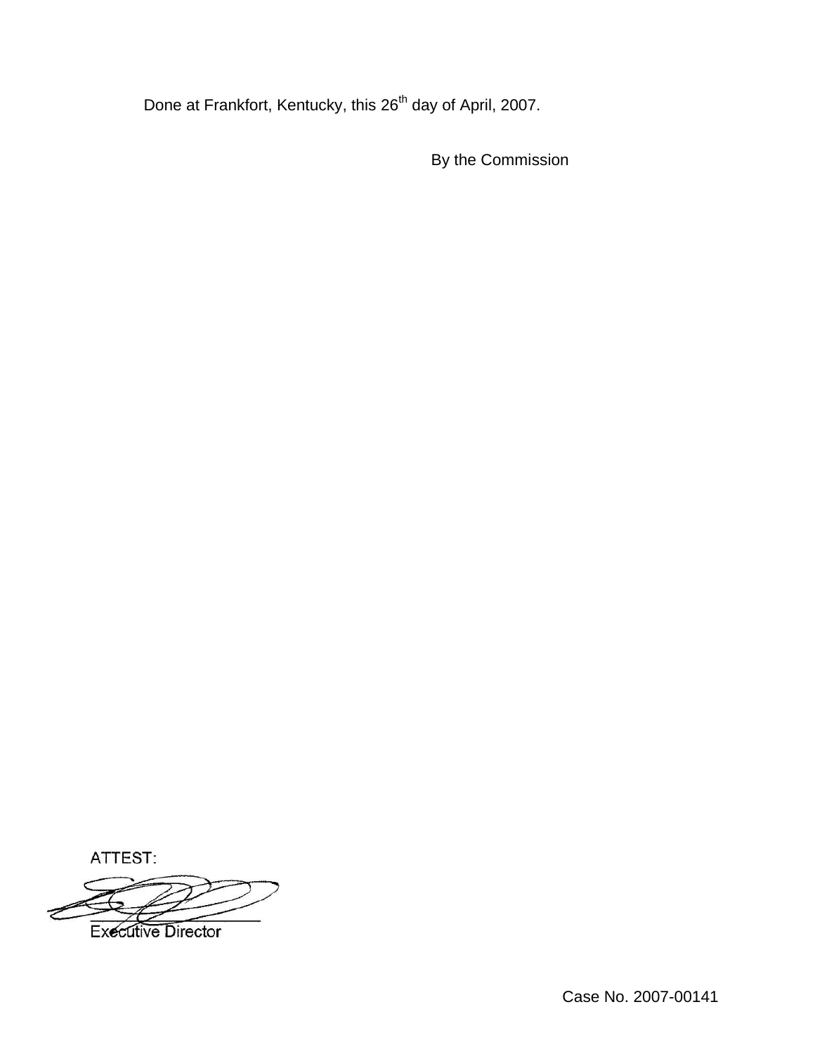Done at Frankfort, Kentucky, this 26th day of April, 2007.

By the Commission

ATTEST:

Executive Director

Case No. 2007-00141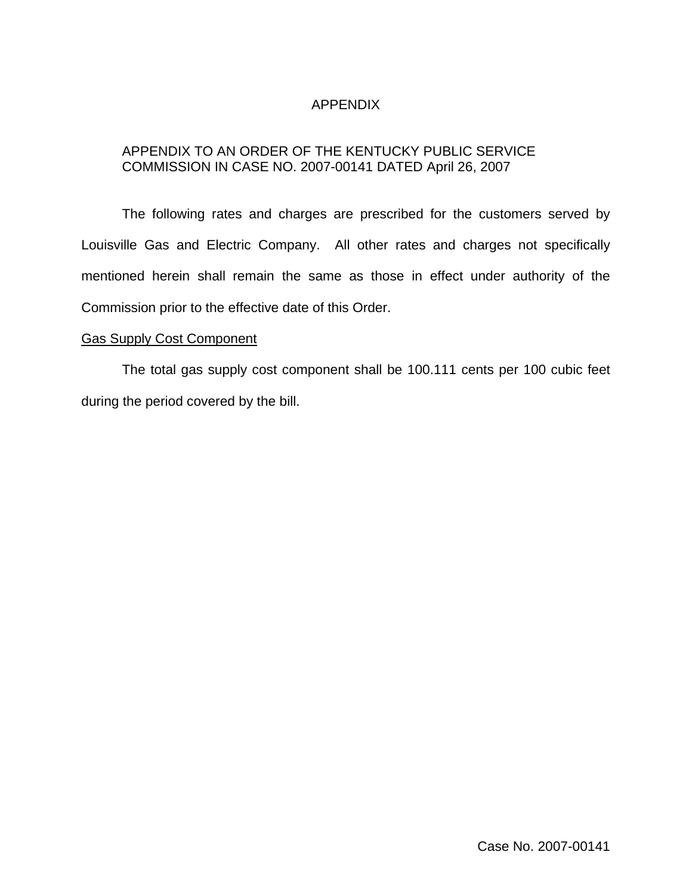# APPENDIX

APPENDIX TO AN ORDER OF THE KENTUCKY PUBLIC SERVICE COMMISSION IN CASE NO. 2007-00141 DATED April 26, 2007

The following rates and charges are prescribed for the customers served by Louisville Gas and Electric Company. All other rates and charges not specifically mentioned herein shall remain the same as those in effect under authority of the Commission prior to the effective date of this Order.

Gas Supply Cost Component

The total gas supply cost component shall be 100.111 cents per 100 cubic feet during the period covered by the bill.